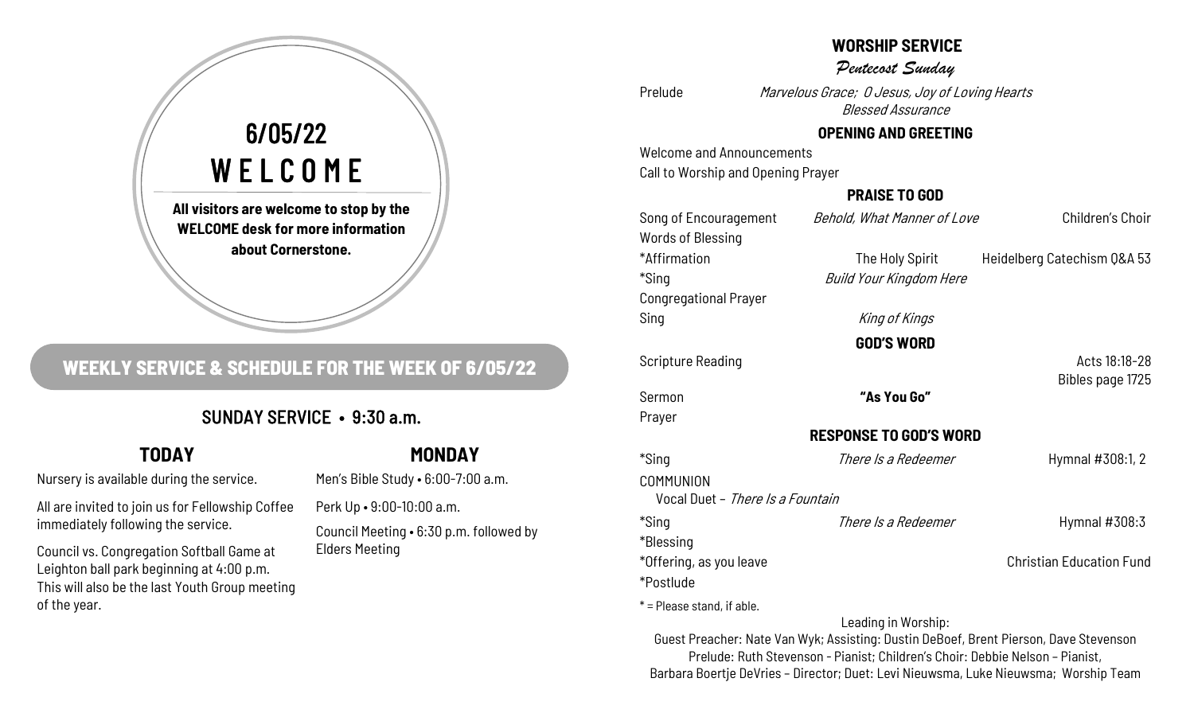# 6/05/22

# WELCOME

**All visitors are welcome to stop by the WELCOME desk for more information about Cornerstone.**

## WEEKLY SERVICE & SCHEDULE FOR THE WEEK OF 6/05/22

### SUNDAY SERVICE • 9:30 a.m.

### TODAY

Nursery is available during the service.

All are invited to join us for Fellowship Coffee immediately following the service.

Council vs. Congregation Softball Game at Leighton ball park beginning at 4:00 p.m. This will also be the last Youth Group meeting of the year.

### MONDAY

Men's Bible Study • 6:00-7:00 a.m.

Perk Up • 9:00-10:00 a.m.

Council Meeting • 6:30 p.m. followed by Elders Meeting

## WORSHIP SERVICE

*Pentecost Sunday*

Prelude — *Marvelous Grace; O Jesus, Joy of Loving Hearts*
*Blessed Assurance*

### OPENING AND GREETING

Welcome and Announcements

Call to Worship and Opening Prayer

### PRAISE TO GOD

Song of Encouragement — *Behold, What Manner of Love* — Children's Choir

Words of Blessing

*Affirmation — The Holy Spirit — Heidelberg Catechism Q&A 53

*Sing — *Build Your Kingdom Here*

Congregational Prayer

Sing — *King of Kings*

### GOD'S WORD

Scripture Reading — Acts 18:18-28
Bibles page 1725

Sermon — **"As You Go"**

Prayer

### RESPONSE TO GOD'S WORD

*Sing — *There Is a Redeemer* — Hymnal #308:1, 2

COMMUNION

Vocal Duet – *There Is a Fountain*

*Sing — *There Is a Redeemer* — Hymnal #308:3

*Blessing

*Offering, as you leave — Christian Education Fund

*Postlude

* = Please stand, if able.

Leading in Worship:
Guest Preacher: Nate Van Wyk; Assisting: Dustin DeBoef, Brent Pierson, Dave Stevenson
Prelude: Ruth Stevenson - Pianist; Children's Choir: Debbie Nelson – Pianist,
Barbara Boertje DeVries – Director; Duet: Levi Nieuwsma, Luke Nieuwsma; Worship Team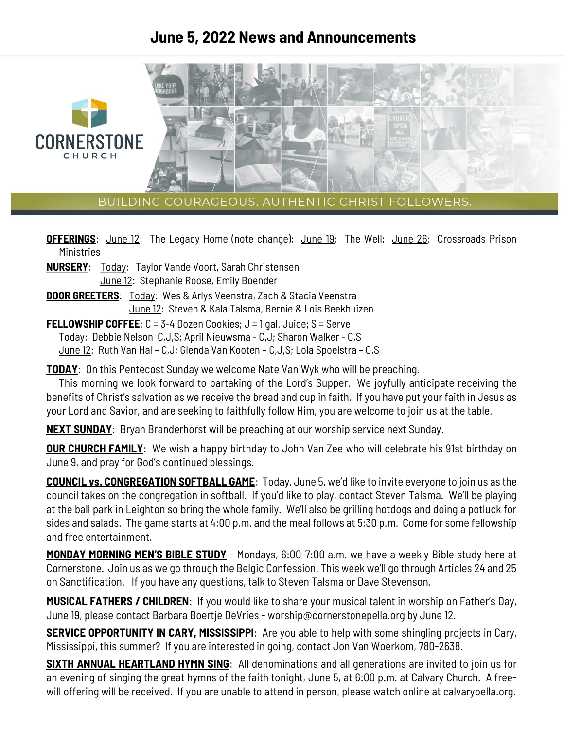# June 5, 2022 News and Announcements

CORNERSTONE CHURCH

BUILDING COURAGEOUS, AUTHENTIC CHRIST FOLLOWERS.

**OFFERINGS**: June 12: The Legacy Home (note change); June 19: The Well; June 26: Crossroads Prison Ministries

**NURSERY**: Today: Taylor Vande Voort, Sarah Christensen
June 12: Stephanie Roose, Emily Boender

**DOOR GREETERS**: Today: Wes & Arlys Veenstra, Zach & Stacia Veenstra
June 12: Steven & Kala Talsma, Bernie & Lois Beekhuizen

**FELLOWSHIP COFFEE**: C = 3-4 Dozen Cookies; J = 1 gal. Juice; S = Serve
Today: Debbie Nelson C,J,S; April Nieuwsma - C,J; Sharon Walker - C,S
June 12: Ruth Van Hal – C,J; Glenda Van Kooten – C,J,S; Lola Spoelstra – C,S

**TODAY**: On this Pentecost Sunday we welcome Nate Van Wyk who will be preaching.
This morning we look forward to partaking of the Lord's Supper. We joyfully anticipate receiving the benefits of Christ's salvation as we receive the bread and cup in faith. If you have put your faith in Jesus as your Lord and Savior, and are seeking to faithfully follow Him, you are welcome to join us at the table.

**NEXT SUNDAY**: Bryan Branderhorst will be preaching at our worship service next Sunday.

**OUR CHURCH FAMILY**: We wish a happy birthday to John Van Zee who will celebrate his 91st birthday on June 9, and pray for God's continued blessings.

**COUNCIL vs. CONGREGATION SOFTBALL GAME**: Today, June 5, we'd like to invite everyone to join us as the council takes on the congregation in softball. If you'd like to play, contact Steven Talsma. We'll be playing at the ball park in Leighton so bring the whole family. We'll also be grilling hotdogs and doing a potluck for sides and salads. The game starts at 4:00 p.m. and the meal follows at 5:30 p.m. Come for some fellowship and free entertainment.

**MONDAY MORNING MEN'S BIBLE STUDY** - Mondays, 6:00-7:00 a.m. we have a weekly Bible study here at Cornerstone. Join us as we go through the Belgic Confession. This week we'll go through Articles 24 and 25 on Sanctification. If you have any questions, talk to Steven Talsma or Dave Stevenson.

**MUSICAL FATHERS / CHILDREN**: If you would like to share your musical talent in worship on Father's Day, June 19, please contact Barbara Boertje DeVries - worship@cornerstonepella.org by June 12.

**SERVICE OPPORTUNITY IN CARY, MISSISSIPPI**: Are you able to help with some shingling projects in Cary, Mississippi, this summer? If you are interested in going, contact Jon Van Woerkom, 780-2638.

**SIXTH ANNUAL HEARTLAND HYMN SING**: All denominations and all generations are invited to join us for an evening of singing the great hymns of the faith tonight, June 5, at 6:00 p.m. at Calvary Church. A free-will offering will be received. If you are unable to attend in person, please watch online at calvarypella.org.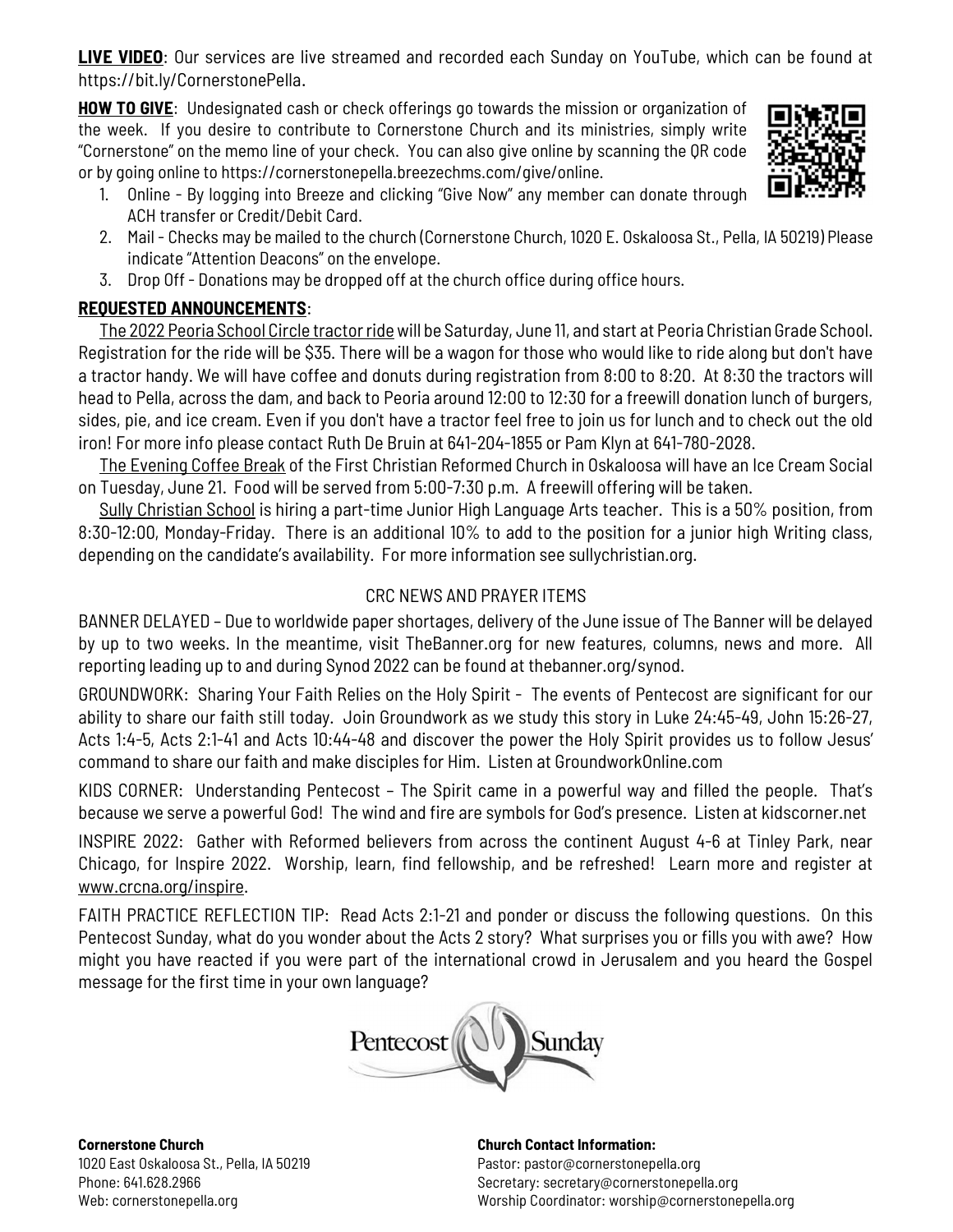**LIVE VIDEO**: Our services are live streamed and recorded each Sunday on YouTube, which can be found at https://bit.ly/CornerstonePella.

**HOW TO GIVE**: Undesignated cash or check offerings go towards the mission or organization of the week. If you desire to contribute to Cornerstone Church and its ministries, simply write "Cornerstone" on the memo line of your check. You can also give online by scanning the QR code or by going online to https://cornerstonepella.breezechms.com/give/online.

1. Online - By logging into Breeze and clicking "Give Now" any member can donate through ACH transfer or Credit/Debit Card.
2. Mail - Checks may be mailed to the church (Cornerstone Church, 1020 E. Oskaloosa St., Pella, IA 50219) Please indicate "Attention Deacons" on the envelope.
3. Drop Off - Donations may be dropped off at the church office during office hours.

**REQUESTED ANNOUNCEMENTS**:

The 2022 Peoria School Circle tractor ride will be Saturday, June 11, and start at Peoria Christian Grade School. Registration for the ride will be $35. There will be a wagon for those who would like to ride along but don't have a tractor handy. We will have coffee and donuts during registration from 8:00 to 8:20. At 8:30 the tractors will head to Pella, across the dam, and back to Peoria around 12:00 to 12:30 for a freewill donation lunch of burgers, sides, pie, and ice cream. Even if you don't have a tractor feel free to join us for lunch and to check out the old iron! For more info please contact Ruth De Bruin at 641-204-1855 or Pam Klyn at 641-780-2028.

The Evening Coffee Break of the First Christian Reformed Church in Oskaloosa will have an Ice Cream Social on Tuesday, June 21. Food will be served from 5:00-7:30 p.m. A freewill offering will be taken.

Sully Christian School is hiring a part-time Junior High Language Arts teacher. This is a 50% position, from 8:30-12:00, Monday-Friday. There is an additional 10% to add to the position for a junior high Writing class, depending on the candidate's availability. For more information see sullychristian.org.

## CRC NEWS AND PRAYER ITEMS

BANNER DELAYED – Due to worldwide paper shortages, delivery of the June issue of The Banner will be delayed by up to two weeks. In the meantime, visit TheBanner.org for new features, columns, news and more. All reporting leading up to and during Synod 2022 can be found at thebanner.org/synod.

GROUNDWORK: Sharing Your Faith Relies on the Holy Spirit - The events of Pentecost are significant for our ability to share our faith still today. Join Groundwork as we study this story in Luke 24:45-49, John 15:26-27, Acts 1:4-5, Acts 2:1-41 and Acts 10:44-48 and discover the power the Holy Spirit provides us to follow Jesus' command to share our faith and make disciples for Him. Listen at GroundworkOnline.com

KIDS CORNER: Understanding Pentecost – The Spirit came in a powerful way and filled the people. That's because we serve a powerful God! The wind and fire are symbols for God's presence. Listen at kidscorner.net

INSPIRE 2022: Gather with Reformed believers from across the continent August 4-6 at Tinley Park, near Chicago, for Inspire 2022. Worship, learn, find fellowship, and be refreshed! Learn more and register at www.crcna.org/inspire.

FAITH PRACTICE REFLECTION TIP: Read Acts 2:1-21 and ponder or discuss the following questions. On this Pentecost Sunday, what do you wonder about the Acts 2 story? What surprises you or fills you with awe? How might you have reacted if you were part of the international crowd in Jerusalem and you heard the Gospel message for the first time in your own language?

Pentecost Sunday

**Cornerstone Church**
1020 East Oskaloosa St., Pella, IA 50219
Phone: 641.628.2966
Web: cornerstonepella.org

**Church Contact Information:**
Pastor: pastor@cornerstonepella.org
Secretary: secretary@cornerstonepella.org
Worship Coordinator: worship@cornerstonepella.org